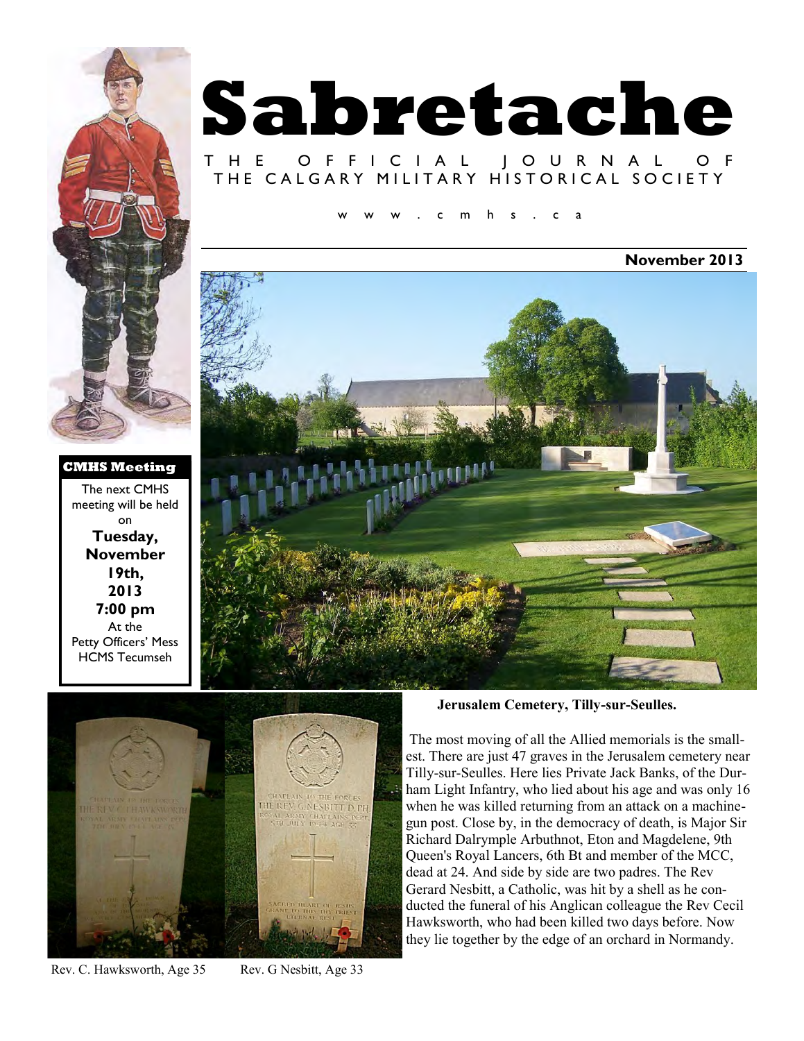# Sabretache

THE OFFICIAL JOURNAL OF THE CALGARY MILITARY HISTORICAL SOCIETY

www.cmhs.ca

**November 2013**

**CMHS Meeting**

The next CMHS meeting will be held on **Tuesday, November 19th, 2013 7:00 pm** At the Petty Officers' Mess HCMS Tecumseh

**Jerusalem Cemetery, Tilly-sur-Seulles.**

The most moving of all the Allied memorials is the smallest. There are just 47 graves in the Jerusalem cemetery near Tilly-sur-Seulles. Here lies Private Jack Banks, of the Durham Light Infantry, who lied about his age and was only 16 when he was killed returning from an attack on a machine-gun post. Close by, in the democracy of death, is Major Sir Richard Dalrymple Arbuthnot, Eton and Magdelene, 9th Queen's Royal Lancers, 6th Bt and member of the MCC, dead at 24. And side by side are two padres. The Rev Gerard Nesbitt, a Catholic, was hit by a shell as he conducted the funeral of his Anglican colleague the Rev Cecil Hawksworth, who had been killed two days before. Now they lie together by the edge of an orchard in Normandy.

Rev. C. Hawksworth, Age 35

Rev. G Nesbitt, Age 33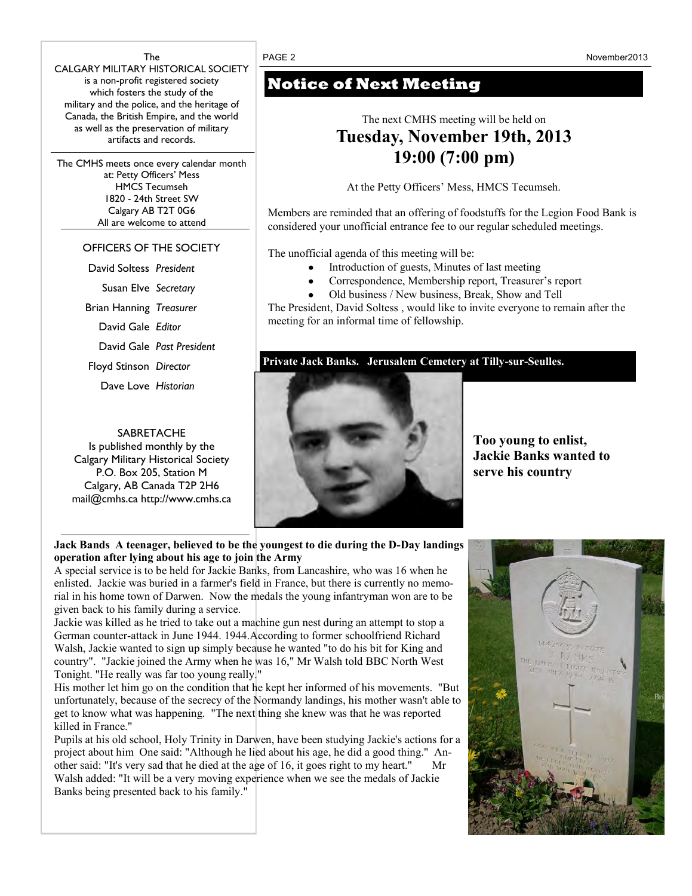The
CALGARY MILITARY HISTORICAL SOCIETY
is a non-profit registered society which fosters the study of the military and the police, and the heritage of Canada, the British Empire, and the world as well as the preservation of military artifacts and records.

The CMHS meets once every calendar month at: Petty Officers' Mess
HMCS Tecumseh
1820 - 24th Street SW
Calgary AB T2T 0G6
All are welcome to attend

OFFICERS OF THE SOCIETY

David Soltess *President*
Susan Elve *Secretary*
Brian Hanning *Treasurer*
David Gale *Editor*
David Gale *Past President*
Floyd Stinson *Director*
Dave Love *Historian*

SABRETACHE
Is published monthly by the Calgary Military Historical Society
P.O. Box 205, Station M
Calgary, AB Canada T2P 2H6
mail@cmhs.ca http://www.cmhs.ca

## Notice of Next Meeting

The next CMHS meeting will be held on

**Tuesday, November 19th, 2013**
**19:00 (7:00 pm)**

At the Petty Officers' Mess, HMCS Tecumseh.

Members are reminded that an offering of foodstuffs for the Legion Food Bank is considered your unofficial entrance fee to our regular scheduled meetings.

The unofficial agenda of this meeting will be:

- Introduction of guests, Minutes of last meeting
- Correspondence, Membership report, Treasurer's report
- Old business / New business, Break, Show and Tell

The President, David Soltess , would like to invite everyone to remain after the meeting for an informal time of fellowship.

**Private Jack Banks. Jerusalem Cemetery at Tilly-sur-Seulles.**

**Too young to enlist, Jackie Banks wanted to serve his country**

**Jack Bands A teenager, believed to be the youngest to die during the D-Day landings operation after lying about his age to join the Army**

A special service is to be held for Jackie Banks, from Lancashire, who was 16 when he enlisted. Jackie was buried in a farmer's field in France, but there is currently no memorial in his home town of Darwen. Now the medals the young infantryman won are to be given back to his family during a service.

Jackie was killed as he tried to take out a machine gun nest during an attempt to stop a German counter-attack in June 1944. 1944.According to former schoolfriend Richard Walsh, Jackie wanted to sign up simply because he wanted "to do his bit for King and country". "Jackie joined the Army when he was 16," Mr Walsh told BBC North West Tonight. "He really was far too young really."

His mother let him go on the condition that he kept her informed of his movements. "But unfortunately, because of the secrecy of the Normandy landings, his mother wasn't able to get to know what was happening. "The next thing she knew was that he was reported killed in France."

Pupils at his old school, Holy Trinity in Darwen, have been studying Jackie's actions for a project about him One said: "Although he lied about his age, he did a good thing." Another said: "It's very sad that he died at the age of 16, it goes right to my heart." Mr Walsh added: "It will be a very moving experience when we see the medals of Jackie Banks being presented back to his family."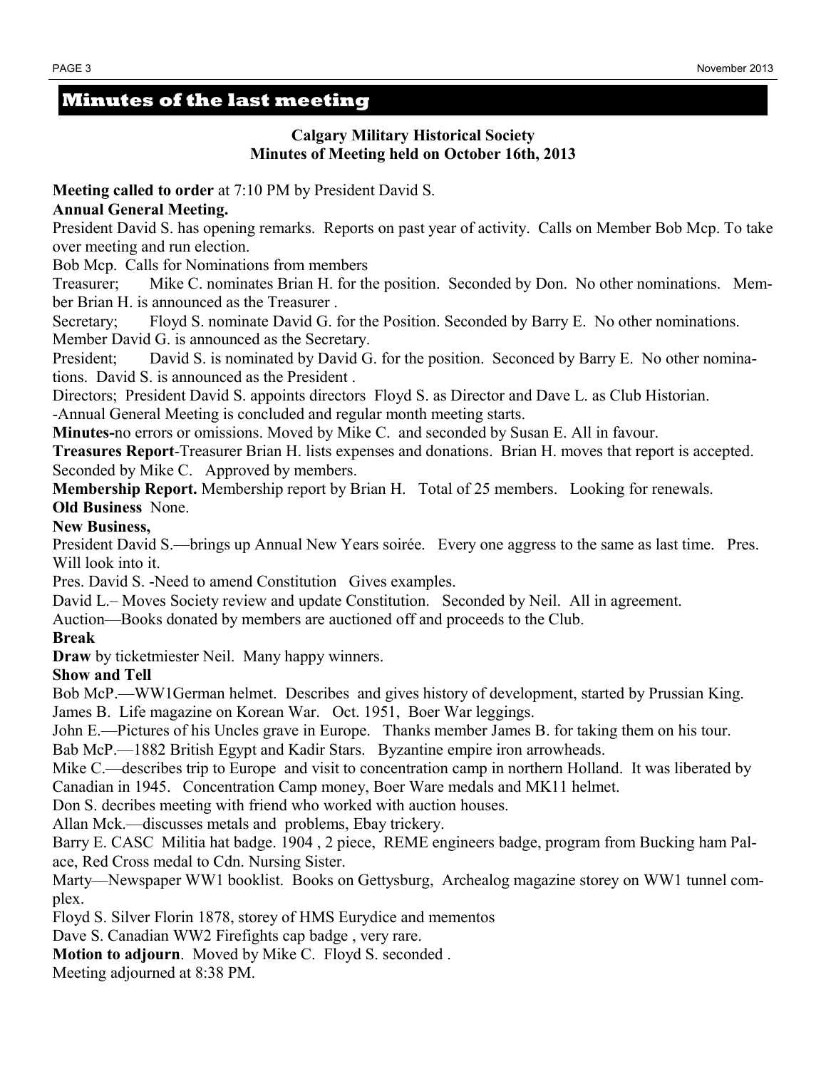## Minutes of the last meeting

**Calgary Military Historical Society**
**Minutes of Meeting held on October 16th, 2013**

**Meeting called to order** at 7:10 PM by President David S.

**Annual General Meeting.**

President David S. has opening remarks. Reports on past year of activity. Calls on Member Bob Mcp. To take over meeting and run election.

Bob Mcp. Calls for Nominations from members

Treasurer; Mike C. nominates Brian H. for the position. Seconded by Don. No other nominations. Member Brian H. is announced as the Treasurer .

Secretary; Floyd S. nominate David G. for the Position. Seconded by Barry E. No other nominations. Member David G. is announced as the Secretary.

President; David S. is nominated by David G. for the position. Seconced by Barry E. No other nominations. David S. is announced as the President .

Directors; President David S. appoints directors Floyd S. as Director and Dave L. as Club Historian.

-Annual General Meeting is concluded and regular month meeting starts.

**Minutes-**no errors or omissions. Moved by Mike C. and seconded by Susan E. All in favour.

**Treasures Report**-Treasurer Brian H. lists expenses and donations. Brian H. moves that report is accepted. Seconded by Mike C. Approved by members.

**Membership Report.** Membership report by Brian H. Total of 25 members. Looking for renewals.

**Old Business** None.

**New Business,**

President David S.—brings up Annual New Years soirée. Every one aggress to the same as last time. Pres. Will look into it.

Pres. David S. -Need to amend Constitution Gives examples.

David L.– Moves Society review and update Constitution. Seconded by Neil. All in agreement.

Auction—Books donated by members are auctioned off and proceeds to the Club.

**Break**

**Draw** by ticketmiester Neil. Many happy winners.

**Show and Tell**

Bob McP.—WW1German helmet. Describes and gives history of development, started by Prussian King.

James B. Life magazine on Korean War. Oct. 1951, Boer War leggings.

John E.—Pictures of his Uncles grave in Europe. Thanks member James B. for taking them on his tour.

Bab McP.—1882 British Egypt and Kadir Stars. Byzantine empire iron arrowheads.

Mike C.—describes trip to Europe and visit to concentration camp in northern Holland. It was liberated by Canadian in 1945. Concentration Camp money, Boer Ware medals and MK11 helmet.

Don S. decribes meeting with friend who worked with auction houses.

Allan Mck.—discusses metals and problems, Ebay trickery.

Barry E. CASC Militia hat badge. 1904 , 2 piece, REME engineers badge, program from Bucking ham Palace, Red Cross medal to Cdn. Nursing Sister.

Marty—Newspaper WW1 booklist. Books on Gettysburg, Archealog magazine storey on WW1 tunnel complex.

Floyd S. Silver Florin 1878, storey of HMS Eurydice and mementos

Dave S. Canadian WW2 Firefights cap badge , very rare.

**Motion to adjourn**. Moved by Mike C. Floyd S. seconded .

Meeting adjourned at 8:38 PM.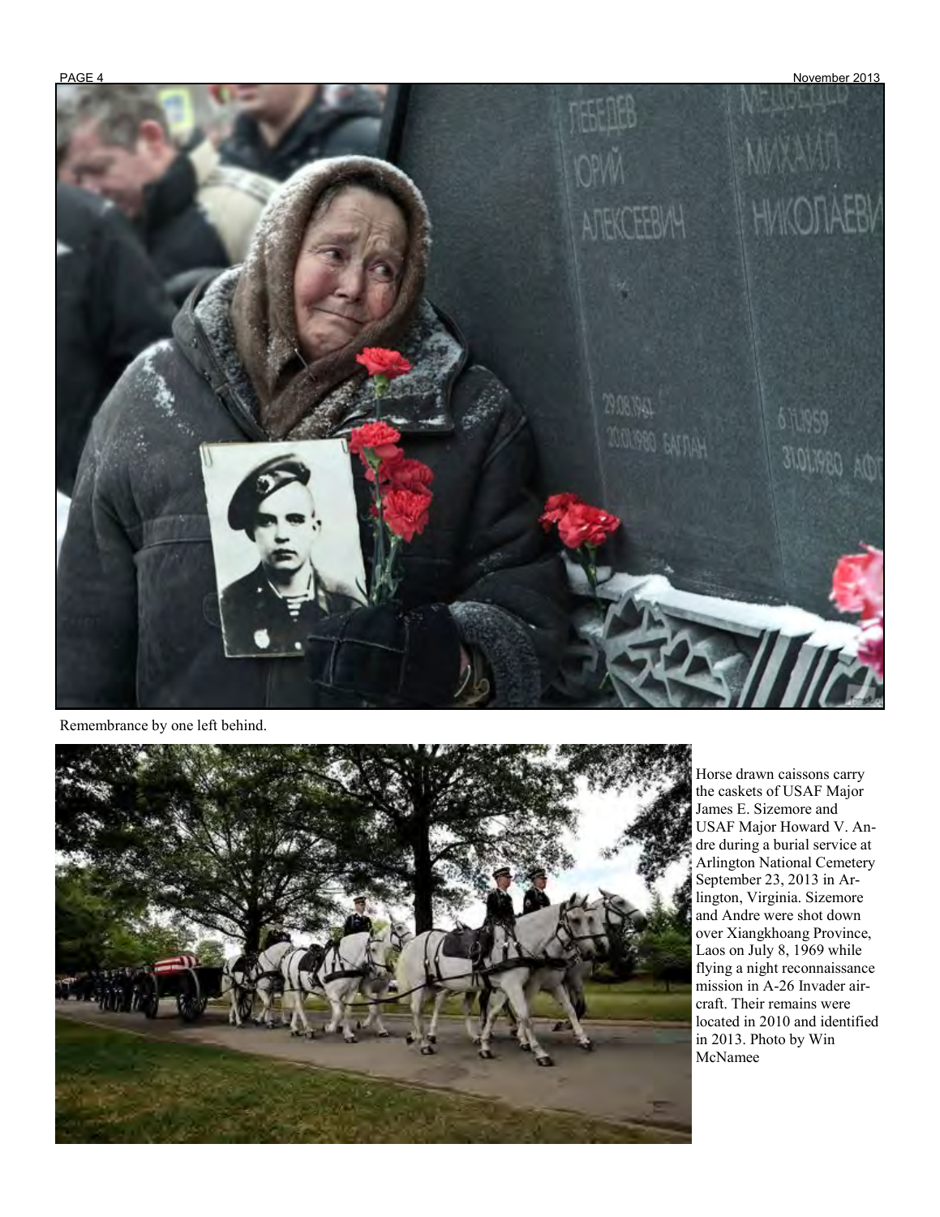Remembrance by one left behind.

Horse drawn caissons carry the caskets of USAF Major James E. Sizemore and USAF Major Howard V. Andre during a burial service at Arlington National Cemetery September 23, 2013 in Arlington, Virginia. Sizemore and Andre were shot down over Xiangkhoang Province, Laos on July 8, 1969 while flying a night reconnaissance mission in A-26 Invader aircraft. Their remains were located in 2010 and identified in 2013. Photo by Win McNamee